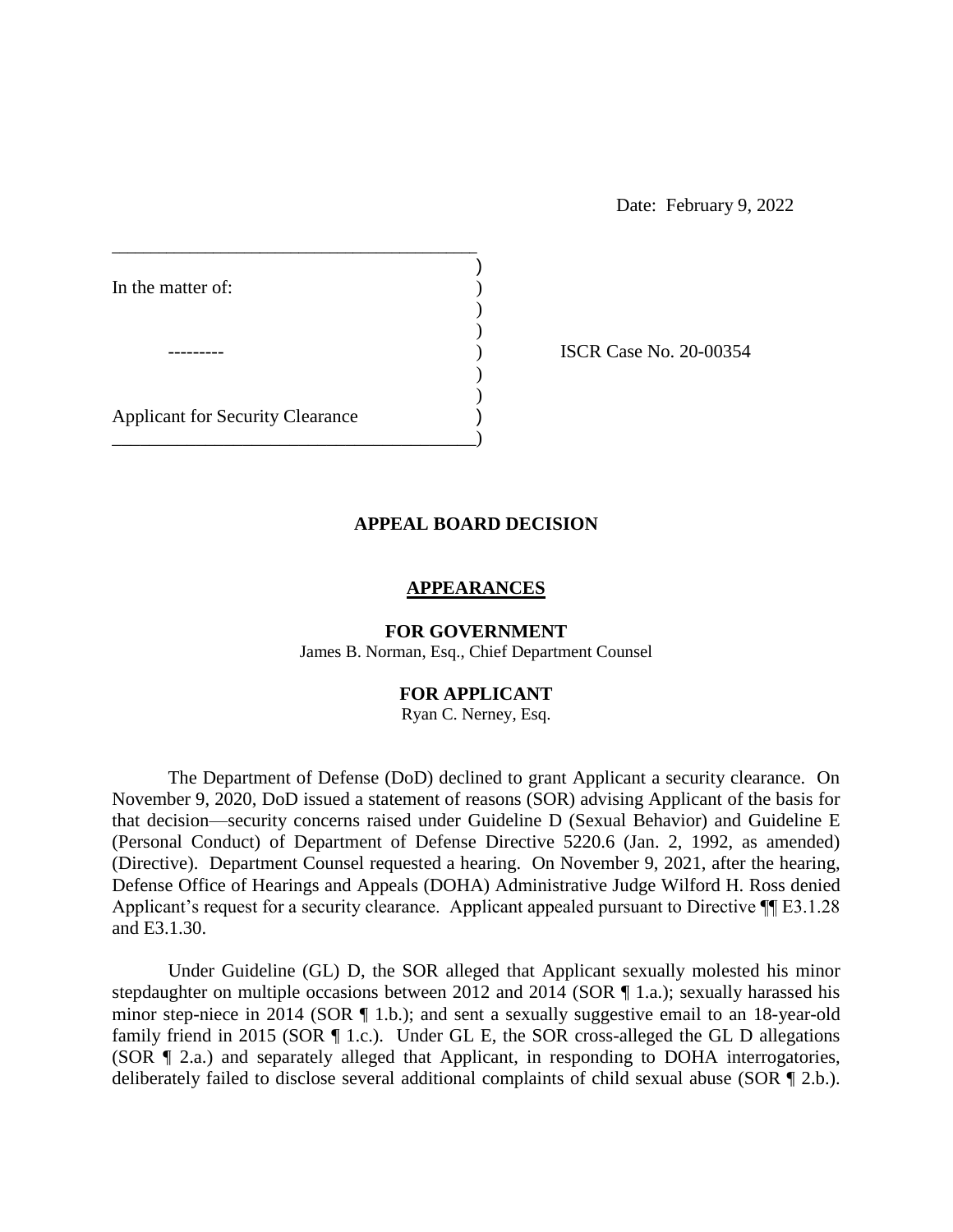Date: February 9, 2022

In the matter of:

\---------

Applicant for Security Clearance

ISCR Case No. 20-00354

## APPEAL BOARD DECISION

### APPEARANCES

**FOR GOVERNMENT**
James B. Norman, Esq., Chief Department Counsel

**FOR APPLICANT**
Ryan C. Nerney, Esq.

The Department of Defense (DoD) declined to grant Applicant a security clearance. On November 9, 2020, DoD issued a statement of reasons (SOR) advising Applicant of the basis for that decision—security concerns raised under Guideline D (Sexual Behavior) and Guideline E (Personal Conduct) of Department of Defense Directive 5220.6 (Jan. 2, 1992, as amended) (Directive). Department Counsel requested a hearing. On November 9, 2021, after the hearing, Defense Office of Hearings and Appeals (DOHA) Administrative Judge Wilford H. Ross denied Applicant's request for a security clearance. Applicant appealed pursuant to Directive ¶¶ E3.1.28 and E3.1.30.

Under Guideline (GL) D, the SOR alleged that Applicant sexually molested his minor stepdaughter on multiple occasions between 2012 and 2014 (SOR ¶ 1.a.); sexually harassed his minor step-niece in 2014 (SOR ¶ 1.b.); and sent a sexually suggestive email to an 18-year-old family friend in 2015 (SOR ¶ 1.c.). Under GL E, the SOR cross-alleged the GL D allegations (SOR ¶ 2.a.) and separately alleged that Applicant, in responding to DOHA interrogatories, deliberately failed to disclose several additional complaints of child sexual abuse (SOR ¶ 2.b.).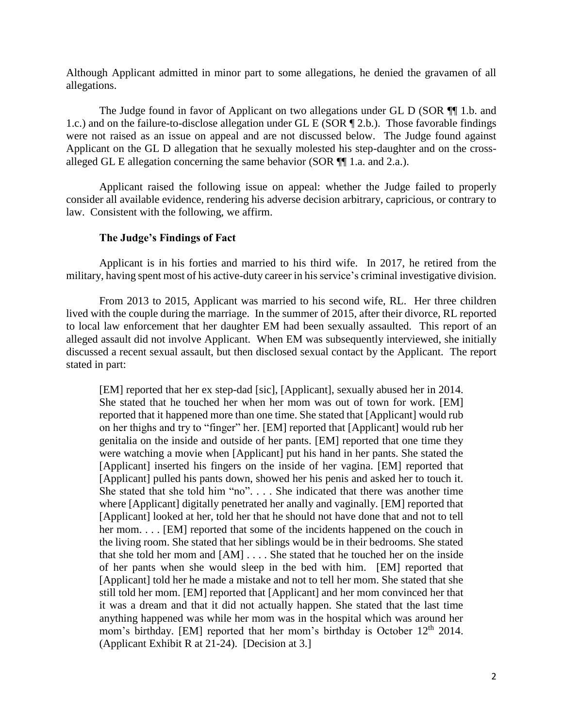Although Applicant admitted in minor part to some allegations, he denied the gravamen of all allegations.

The Judge found in favor of Applicant on two allegations under GL D (SOR ¶¶ 1.b. and 1.c.) and on the failure-to-disclose allegation under GL E (SOR ¶ 2.b.). Those favorable findings were not raised as an issue on appeal and are not discussed below. The Judge found against Applicant on the GL D allegation that he sexually molested his step-daughter and on the cross-alleged GL E allegation concerning the same behavior (SOR ¶¶ 1.a. and 2.a.).

Applicant raised the following issue on appeal: whether the Judge failed to properly consider all available evidence, rendering his adverse decision arbitrary, capricious, or contrary to law. Consistent with the following, we affirm.

### The Judge's Findings of Fact

Applicant is in his forties and married to his third wife. In 2017, he retired from the military, having spent most of his active-duty career in his service's criminal investigative division.

From 2013 to 2015, Applicant was married to his second wife, RL. Her three children lived with the couple during the marriage. In the summer of 2015, after their divorce, RL reported to local law enforcement that her daughter EM had been sexually assaulted. This report of an alleged assault did not involve Applicant. When EM was subsequently interviewed, she initially discussed a recent sexual assault, but then disclosed sexual contact by the Applicant. The report stated in part:

> [EM] reported that her ex step-dad [sic], [Applicant], sexually abused her in 2014. She stated that he touched her when her mom was out of town for work. [EM] reported that it happened more than one time. She stated that [Applicant] would rub on her thighs and try to "finger" her. [EM] reported that [Applicant] would rub her genitalia on the inside and outside of her pants. [EM] reported that one time they were watching a movie when [Applicant] put his hand in her pants. She stated the [Applicant] inserted his fingers on the inside of her vagina. [EM] reported that [Applicant] pulled his pants down, showed her his penis and asked her to touch it. She stated that she told him "no". . . . She indicated that there was another time where [Applicant] digitally penetrated her anally and vaginally. [EM] reported that [Applicant] looked at her, told her that he should not have done that and not to tell her mom. . . . [EM] reported that some of the incidents happened on the couch in the living room. She stated that her siblings would be in their bedrooms. She stated that she told her mom and [AM] . . . . She stated that he touched her on the inside of her pants when she would sleep in the bed with him. [EM] reported that [Applicant] told her he made a mistake and not to tell her mom. She stated that she still told her mom. [EM] reported that [Applicant] and her mom convinced her that it was a dream and that it did not actually happen. She stated that the last time anything happened was while her mom was in the hospital which was around her mom's birthday. [EM] reported that her mom's birthday is October 12th 2014. (Applicant Exhibit R at 21-24). [Decision at 3.]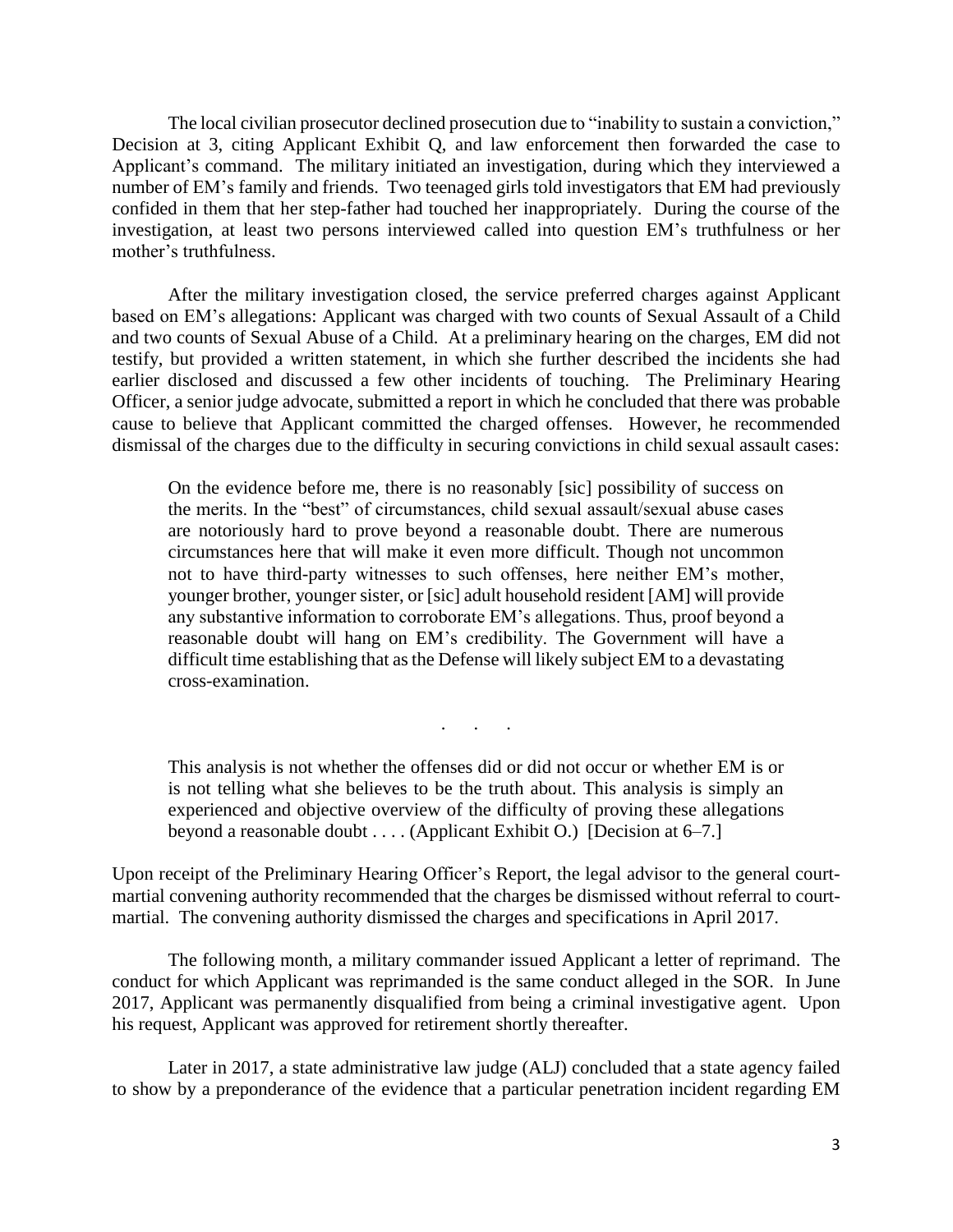The local civilian prosecutor declined prosecution due to "inability to sustain a conviction," Decision at 3, citing Applicant Exhibit Q, and law enforcement then forwarded the case to Applicant's command. The military initiated an investigation, during which they interviewed a number of EM's family and friends. Two teenaged girls told investigators that EM had previously confided in them that her step-father had touched her inappropriately. During the course of the investigation, at least two persons interviewed called into question EM's truthfulness or her mother's truthfulness.

After the military investigation closed, the service preferred charges against Applicant based on EM's allegations: Applicant was charged with two counts of Sexual Assault of a Child and two counts of Sexual Abuse of a Child. At a preliminary hearing on the charges, EM did not testify, but provided a written statement, in which she further described the incidents she had earlier disclosed and discussed a few other incidents of touching. The Preliminary Hearing Officer, a senior judge advocate, submitted a report in which he concluded that there was probable cause to believe that Applicant committed the charged offenses. However, he recommended dismissal of the charges due to the difficulty in securing convictions in child sexual assault cases:

> On the evidence before me, there is no reasonably [sic] possibility of success on the merits. In the "best" of circumstances, child sexual assault/sexual abuse cases are notoriously hard to prove beyond a reasonable doubt. There are numerous circumstances here that will make it even more difficult. Though not uncommon not to have third-party witnesses to such offenses, here neither EM's mother, younger brother, younger sister, or [sic] adult household resident [AM] will provide any substantive information to corroborate EM's allegations. Thus, proof beyond a reasonable doubt will hang on EM's credibility. The Government will have a difficult time establishing that as the Defense will likely subject EM to a devastating cross-examination.
>
> . . .
>
> This analysis is not whether the offenses did or did not occur or whether EM is or is not telling what she believes to be the truth about. This analysis is simply an experienced and objective overview of the difficulty of proving these allegations beyond a reasonable doubt . . . . (Applicant Exhibit O.) [Decision at 6–7.]

Upon receipt of the Preliminary Hearing Officer's Report, the legal advisor to the general court-martial convening authority recommended that the charges be dismissed without referral to court-martial. The convening authority dismissed the charges and specifications in April 2017.

The following month, a military commander issued Applicant a letter of reprimand. The conduct for which Applicant was reprimanded is the same conduct alleged in the SOR. In June 2017, Applicant was permanently disqualified from being a criminal investigative agent. Upon his request, Applicant was approved for retirement shortly thereafter.

Later in 2017, a state administrative law judge (ALJ) concluded that a state agency failed to show by a preponderance of the evidence that a particular penetration incident regarding EM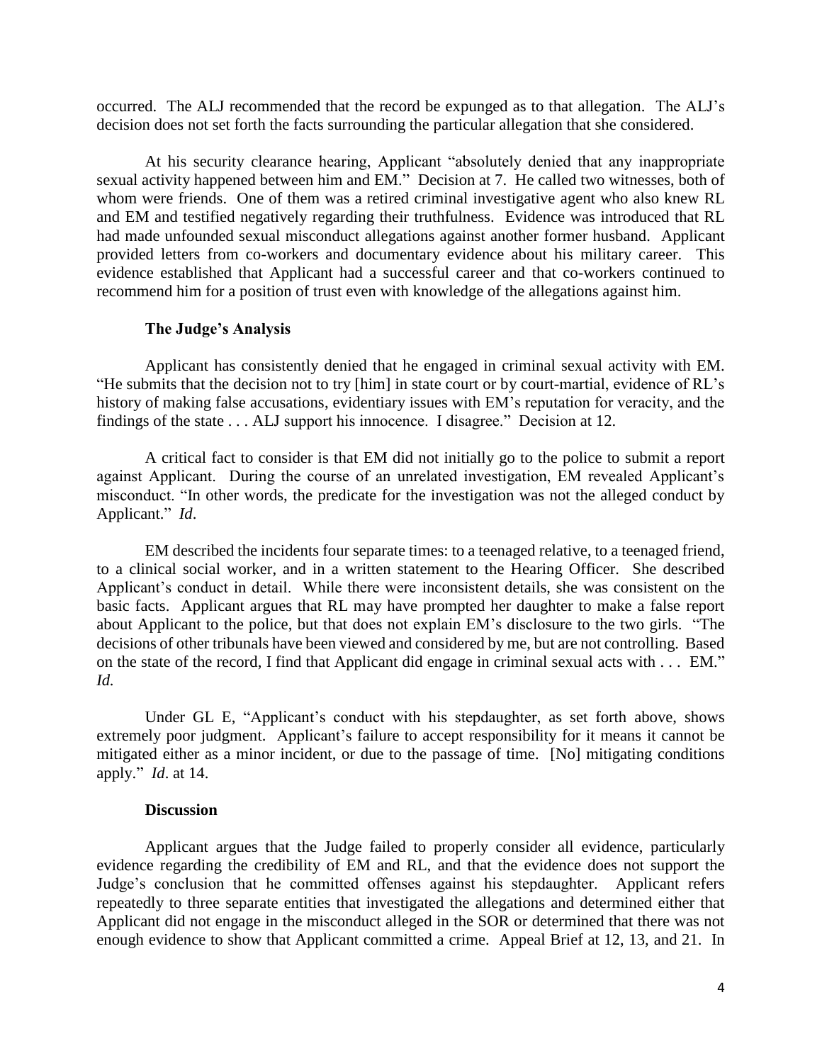occurred. The ALJ recommended that the record be expunged as to that allegation. The ALJ's decision does not set forth the facts surrounding the particular allegation that she considered.

At his security clearance hearing, Applicant "absolutely denied that any inappropriate sexual activity happened between him and EM." Decision at 7. He called two witnesses, both of whom were friends. One of them was a retired criminal investigative agent who also knew RL and EM and testified negatively regarding their truthfulness. Evidence was introduced that RL had made unfounded sexual misconduct allegations against another former husband. Applicant provided letters from co-workers and documentary evidence about his military career. This evidence established that Applicant had a successful career and that co-workers continued to recommend him for a position of trust even with knowledge of the allegations against him.

### The Judge's Analysis

Applicant has consistently denied that he engaged in criminal sexual activity with EM. "He submits that the decision not to try [him] in state court or by court-martial, evidence of RL's history of making false accusations, evidentiary issues with EM's reputation for veracity, and the findings of the state . . . ALJ support his innocence. I disagree." Decision at 12.

A critical fact to consider is that EM did not initially go to the police to submit a report against Applicant. During the course of an unrelated investigation, EM revealed Applicant's misconduct. "In other words, the predicate for the investigation was not the alleged conduct by Applicant." *Id*.

EM described the incidents four separate times: to a teenaged relative, to a teenaged friend, to a clinical social worker, and in a written statement to the Hearing Officer. She described Applicant's conduct in detail. While there were inconsistent details, she was consistent on the basic facts. Applicant argues that RL may have prompted her daughter to make a false report about Applicant to the police, but that does not explain EM's disclosure to the two girls. "The decisions of other tribunals have been viewed and considered by me, but are not controlling. Based on the state of the record, I find that Applicant did engage in criminal sexual acts with . . . EM." *Id.*

Under GL E, "Applicant's conduct with his stepdaughter, as set forth above, shows extremely poor judgment. Applicant's failure to accept responsibility for it means it cannot be mitigated either as a minor incident, or due to the passage of time. [No] mitigating conditions apply." *Id*. at 14.

### Discussion

Applicant argues that the Judge failed to properly consider all evidence, particularly evidence regarding the credibility of EM and RL, and that the evidence does not support the Judge's conclusion that he committed offenses against his stepdaughter. Applicant refers repeatedly to three separate entities that investigated the allegations and determined either that Applicant did not engage in the misconduct alleged in the SOR or determined that there was not enough evidence to show that Applicant committed a crime. Appeal Brief at 12, 13, and 21. In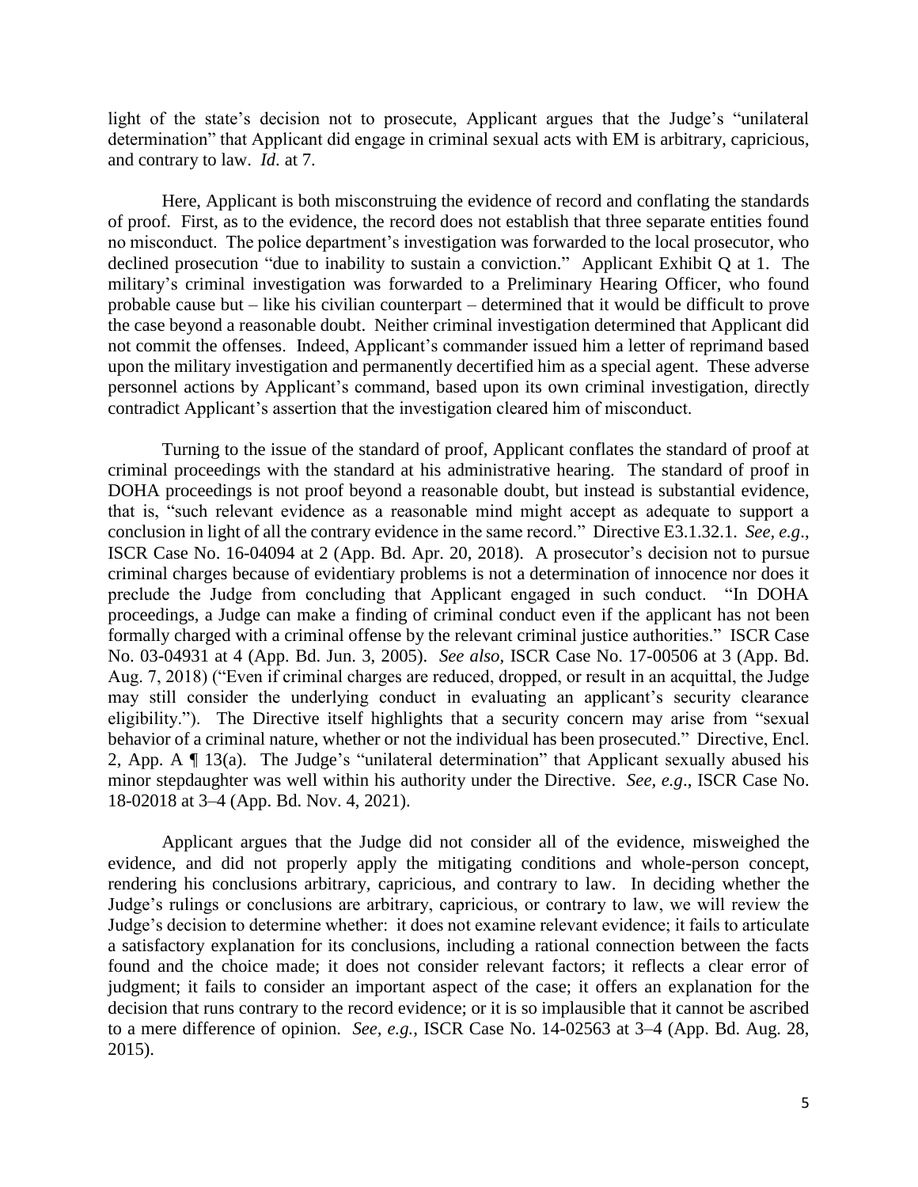light of the state's decision not to prosecute, Applicant argues that the Judge's "unilateral determination" that Applicant did engage in criminal sexual acts with EM is arbitrary, capricious, and contrary to law. *Id.* at 7.

Here, Applicant is both misconstruing the evidence of record and conflating the standards of proof. First, as to the evidence, the record does not establish that three separate entities found no misconduct. The police department's investigation was forwarded to the local prosecutor, who declined prosecution "due to inability to sustain a conviction." Applicant Exhibit Q at 1. The military's criminal investigation was forwarded to a Preliminary Hearing Officer, who found probable cause but – like his civilian counterpart – determined that it would be difficult to prove the case beyond a reasonable doubt. Neither criminal investigation determined that Applicant did not commit the offenses. Indeed, Applicant's commander issued him a letter of reprimand based upon the military investigation and permanently decertified him as a special agent. These adverse personnel actions by Applicant's command, based upon its own criminal investigation, directly contradict Applicant's assertion that the investigation cleared him of misconduct.

Turning to the issue of the standard of proof, Applicant conflates the standard of proof at criminal proceedings with the standard at his administrative hearing. The standard of proof in DOHA proceedings is not proof beyond a reasonable doubt, but instead is substantial evidence, that is, "such relevant evidence as a reasonable mind might accept as adequate to support a conclusion in light of all the contrary evidence in the same record." Directive E3.1.32.1. *See, e.g*., ISCR Case No. 16-04094 at 2 (App. Bd. Apr. 20, 2018). A prosecutor's decision not to pursue criminal charges because of evidentiary problems is not a determination of innocence nor does it preclude the Judge from concluding that Applicant engaged in such conduct. "In DOHA proceedings, a Judge can make a finding of criminal conduct even if the applicant has not been formally charged with a criminal offense by the relevant criminal justice authorities." ISCR Case No. 03-04931 at 4 (App. Bd. Jun. 3, 2005). *See also*, ISCR Case No. 17-00506 at 3 (App. Bd. Aug. 7, 2018) ("Even if criminal charges are reduced, dropped, or result in an acquittal, the Judge may still consider the underlying conduct in evaluating an applicant's security clearance eligibility."). The Directive itself highlights that a security concern may arise from "sexual behavior of a criminal nature, whether or not the individual has been prosecuted." Directive, Encl. 2, App. A ¶ 13(a). The Judge's "unilateral determination" that Applicant sexually abused his minor stepdaughter was well within his authority under the Directive. *See, e.g*., ISCR Case No. 18-02018 at 3–4 (App. Bd. Nov. 4, 2021).

Applicant argues that the Judge did not consider all of the evidence, misweighed the evidence, and did not properly apply the mitigating conditions and whole-person concept, rendering his conclusions arbitrary, capricious, and contrary to law. In deciding whether the Judge's rulings or conclusions are arbitrary, capricious, or contrary to law, we will review the Judge's decision to determine whether: it does not examine relevant evidence; it fails to articulate a satisfactory explanation for its conclusions, including a rational connection between the facts found and the choice made; it does not consider relevant factors; it reflects a clear error of judgment; it fails to consider an important aspect of the case; it offers an explanation for the decision that runs contrary to the record evidence; or it is so implausible that it cannot be ascribed to a mere difference of opinion. *See, e.g.*, ISCR Case No. 14-02563 at 3–4 (App. Bd. Aug. 28, 2015).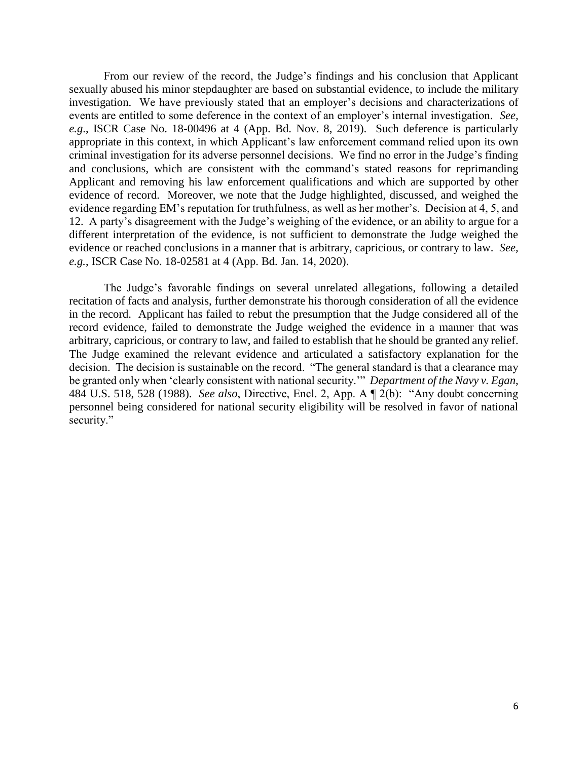From our review of the record, the Judge's findings and his conclusion that Applicant sexually abused his minor stepdaughter are based on substantial evidence, to include the military investigation. We have previously stated that an employer's decisions and characterizations of events are entitled to some deference in the context of an employer's internal investigation. *See, e.g.*, ISCR Case No. 18-00496 at 4 (App. Bd. Nov. 8, 2019). Such deference is particularly appropriate in this context, in which Applicant's law enforcement command relied upon its own criminal investigation for its adverse personnel decisions. We find no error in the Judge's finding and conclusions, which are consistent with the command's stated reasons for reprimanding Applicant and removing his law enforcement qualifications and which are supported by other evidence of record. Moreover, we note that the Judge highlighted, discussed, and weighed the evidence regarding EM's reputation for truthfulness, as well as her mother's. Decision at 4, 5, and 12. A party's disagreement with the Judge's weighing of the evidence, or an ability to argue for a different interpretation of the evidence, is not sufficient to demonstrate the Judge weighed the evidence or reached conclusions in a manner that is arbitrary, capricious, or contrary to law. *See, e.g.*, ISCR Case No. 18-02581 at 4 (App. Bd. Jan. 14, 2020).

The Judge's favorable findings on several unrelated allegations, following a detailed recitation of facts and analysis, further demonstrate his thorough consideration of all the evidence in the record. Applicant has failed to rebut the presumption that the Judge considered all of the record evidence, failed to demonstrate the Judge weighed the evidence in a manner that was arbitrary, capricious, or contrary to law, and failed to establish that he should be granted any relief. The Judge examined the relevant evidence and articulated a satisfactory explanation for the decision. The decision is sustainable on the record. "The general standard is that a clearance may be granted only when 'clearly consistent with national security.'" *Department of the Navy v. Egan*, 484 U.S. 518, 528 (1988). *See also*, Directive, Encl. 2, App. A ¶ 2(b): "Any doubt concerning personnel being considered for national security eligibility will be resolved in favor of national security."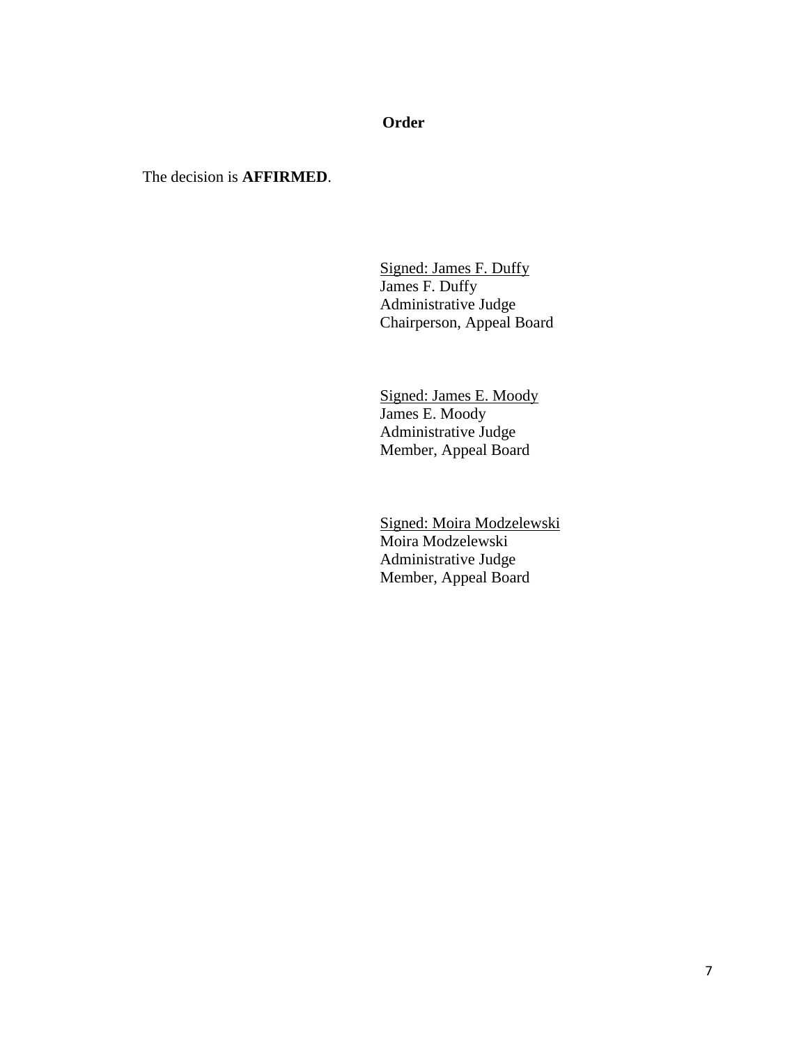**Order**

The decision is **AFFIRMED**.

Signed: James F. Duffy
James F. Duffy
Administrative Judge
Chairperson, Appeal Board

Signed: James E. Moody
James E. Moody
Administrative Judge
Member, Appeal Board

Signed: Moira Modzelewski
Moira Modzelewski
Administrative Judge
Member, Appeal Board